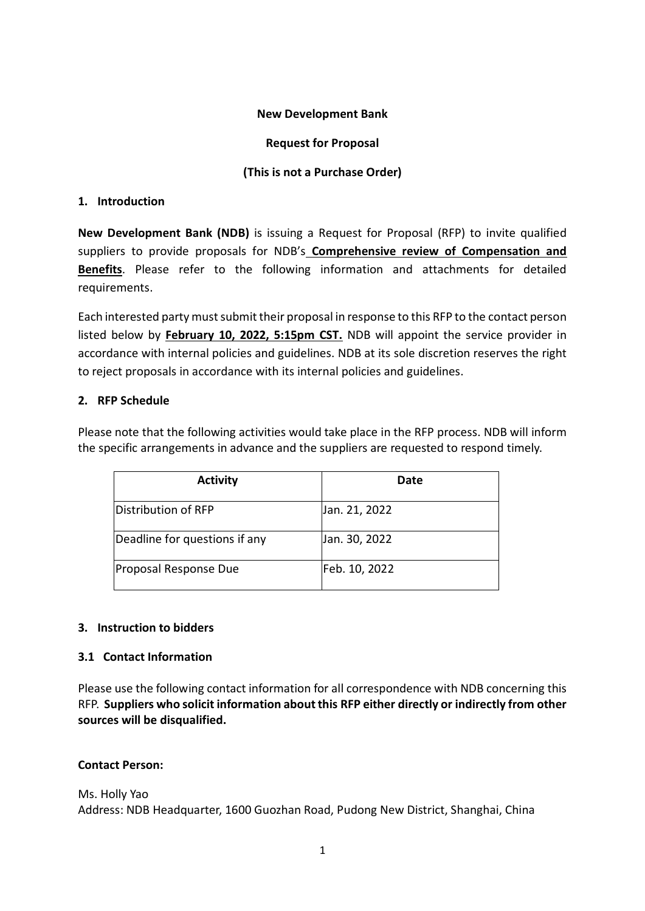**New Development Bank**

**Request for Proposal**

**(This is not a Purchase Order)**

## 1. Introduction

**New Development Bank (NDB)** is issuing a Request for Proposal (RFP) to invite qualified suppliers to provide proposals for NDB's **Comprehensive review of Compensation and Benefits**. Please refer to the following information and attachments for detailed requirements.

Each interested party must submit their proposal in response to this RFP to the contact person listed below by **February 10, 2022, 5:15pm CST.** NDB will appoint the service provider in accordance with internal policies and guidelines. NDB at its sole discretion reserves the right to reject proposals in accordance with its internal policies and guidelines.

## 2. RFP Schedule

Please note that the following activities would take place in the RFP process. NDB will inform the specific arrangements in advance and the suppliers are requested to respond timely.

| Activity | Date |
|---|---|
| Distribution of RFP | Jan. 21, 2022 |
| Deadline for questions if any | Jan. 30, 2022 |
| Proposal Response Due | Feb. 10, 2022 |

## 3. Instruction to bidders

### 3.1 Contact Information

Please use the following contact information for all correspondence with NDB concerning this RFP. **Suppliers who solicit information about this RFP either directly or indirectly from other sources will be disqualified.**

**Contact Person:**

Ms. Holly Yao
Address: NDB Headquarter, 1600 Guozhan Road, Pudong New District, Shanghai, China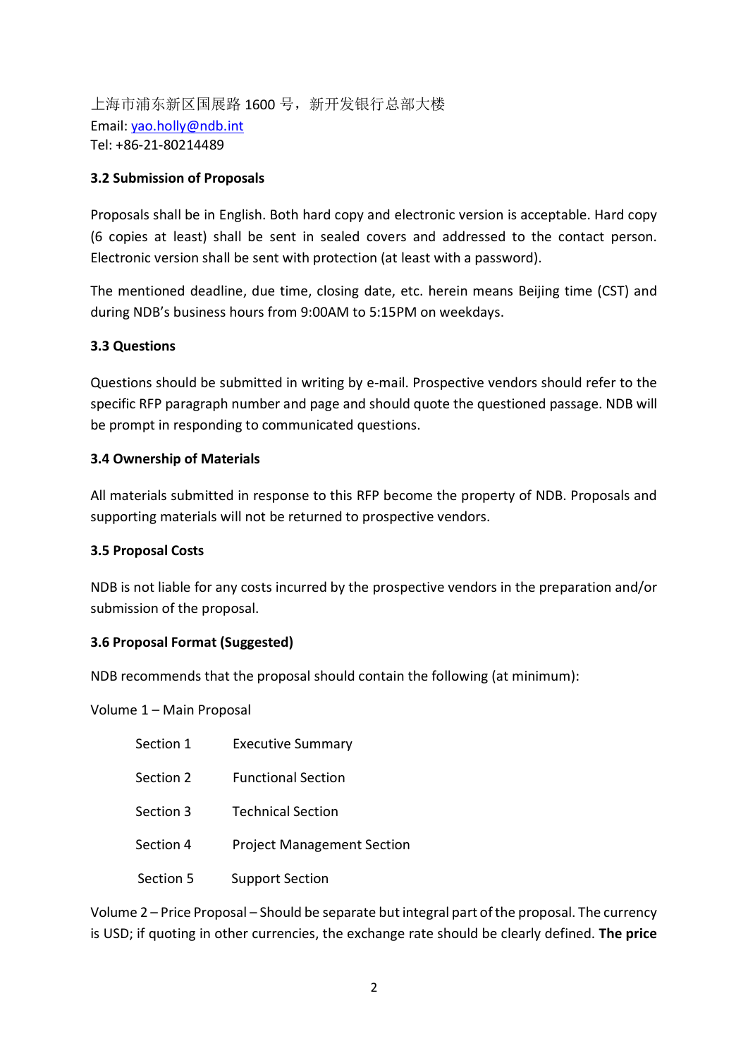上海市浦东新区国展路 1600 号，新开发银行总部大楼
Email: yao.holly@ndb.int
Tel: +86-21-80214489

### 3.2 Submission of Proposals

Proposals shall be in English. Both hard copy and electronic version is acceptable. Hard copy (6 copies at least) shall be sent in sealed covers and addressed to the contact person. Electronic version shall be sent with protection (at least with a password).

The mentioned deadline, due time, closing date, etc. herein means Beijing time (CST) and during NDB's business hours from 9:00AM to 5:15PM on weekdays.

### 3.3 Questions

Questions should be submitted in writing by e-mail. Prospective vendors should refer to the specific RFP paragraph number and page and should quote the questioned passage. NDB will be prompt in responding to communicated questions.

### 3.4 Ownership of Materials

All materials submitted in response to this RFP become the property of NDB. Proposals and supporting materials will not be returned to prospective vendors.

### 3.5 Proposal Costs

NDB is not liable for any costs incurred by the prospective vendors in the preparation and/or submission of the proposal.

### 3.6 Proposal Format (Suggested)

NDB recommends that the proposal should contain the following (at minimum):

Volume 1 – Main Proposal

- Section 1 Executive Summary
- Section 2 Functional Section
- Section 3 Technical Section
- Section 4 Project Management Section
- Section 5 Support Section

Volume 2 – Price Proposal – Should be separate but integral part of the proposal. The currency is USD; if quoting in other currencies, the exchange rate should be clearly defined. **The price**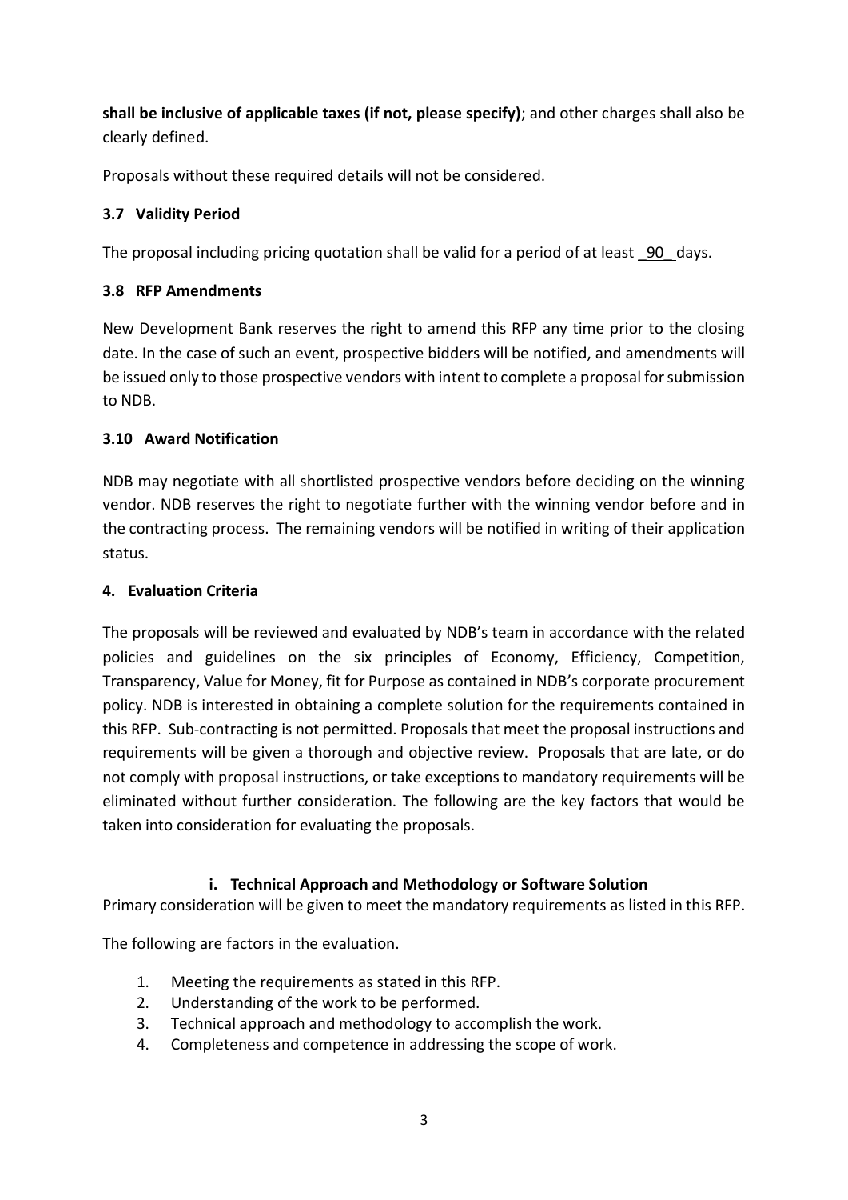**shall be inclusive of applicable taxes (if not, please specify)**; and other charges shall also be clearly defined.

Proposals without these required details will not be considered.

### 3.7 Validity Period

The proposal including pricing quotation shall be valid for a period of at least _90_ days.

### 3.8 RFP Amendments

New Development Bank reserves the right to amend this RFP any time prior to the closing date. In the case of such an event, prospective bidders will be notified, and amendments will be issued only to those prospective vendors with intent to complete a proposal for submission to NDB.

### 3.10 Award Notification

NDB may negotiate with all shortlisted prospective vendors before deciding on the winning vendor. NDB reserves the right to negotiate further with the winning vendor before and in the contracting process. The remaining vendors will be notified in writing of their application status.

## 4. Evaluation Criteria

The proposals will be reviewed and evaluated by NDB's team in accordance with the related policies and guidelines on the six principles of Economy, Efficiency, Competition, Transparency, Value for Money, fit for Purpose as contained in NDB's corporate procurement policy. NDB is interested in obtaining a complete solution for the requirements contained in this RFP. Sub-contracting is not permitted. Proposals that meet the proposal instructions and requirements will be given a thorough and objective review. Proposals that are late, or do not comply with proposal instructions, or take exceptions to mandatory requirements will be eliminated without further consideration. The following are the key factors that would be taken into consideration for evaluating the proposals.

### i. Technical Approach and Methodology or Software Solution

Primary consideration will be given to meet the mandatory requirements as listed in this RFP.

The following are factors in the evaluation.

1. Meeting the requirements as stated in this RFP.
2. Understanding of the work to be performed.
3. Technical approach and methodology to accomplish the work.
4. Completeness and competence in addressing the scope of work.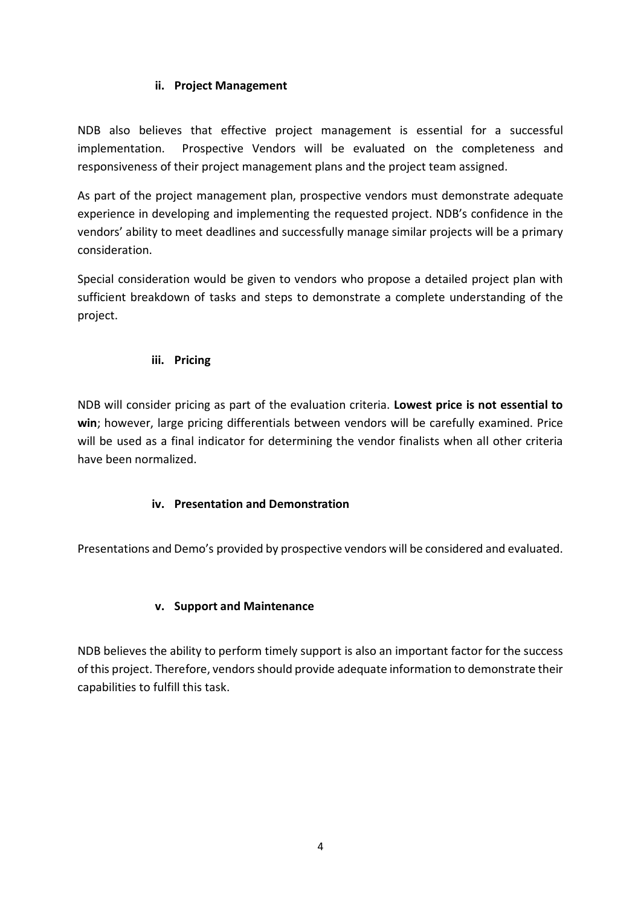#### ii. Project Management

NDB also believes that effective project management is essential for a successful implementation. Prospective Vendors will be evaluated on the completeness and responsiveness of their project management plans and the project team assigned.

As part of the project management plan, prospective vendors must demonstrate adequate experience in developing and implementing the requested project. NDB's confidence in the vendors' ability to meet deadlines and successfully manage similar projects will be a primary consideration.

Special consideration would be given to vendors who propose a detailed project plan with sufficient breakdown of tasks and steps to demonstrate a complete understanding of the project.

#### iii. Pricing

NDB will consider pricing as part of the evaluation criteria. **Lowest price is not essential to win**; however, large pricing differentials between vendors will be carefully examined. Price will be used as a final indicator for determining the vendor finalists when all other criteria have been normalized.

#### iv. Presentation and Demonstration

Presentations and Demo's provided by prospective vendors will be considered and evaluated.

#### v. Support and Maintenance

NDB believes the ability to perform timely support is also an important factor for the success of this project. Therefore, vendors should provide adequate information to demonstrate their capabilities to fulfill this task.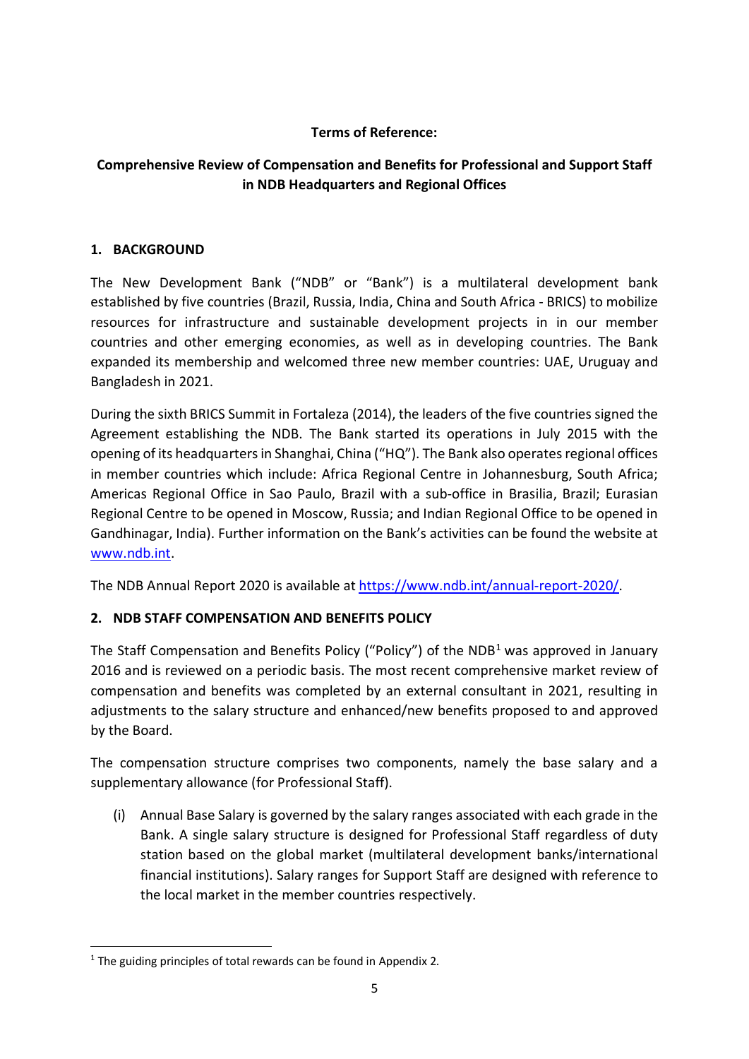**Terms of Reference:**

# Comprehensive Review of Compensation and Benefits for Professional and Support Staff in NDB Headquarters and Regional Offices

## 1. BACKGROUND

The New Development Bank ("NDB" or "Bank") is a multilateral development bank established by five countries (Brazil, Russia, India, China and South Africa - BRICS) to mobilize resources for infrastructure and sustainable development projects in in our member countries and other emerging economies, as well as in developing countries. The Bank expanded its membership and welcomed three new member countries: UAE, Uruguay and Bangladesh in 2021.

During the sixth BRICS Summit in Fortaleza (2014), the leaders of the five countries signed the Agreement establishing the NDB. The Bank started its operations in July 2015 with the opening of its headquarters in Shanghai, China ("HQ"). The Bank also operates regional offices in member countries which include: Africa Regional Centre in Johannesburg, South Africa; Americas Regional Office in Sao Paulo, Brazil with a sub-office in Brasilia, Brazil; Eurasian Regional Centre to be opened in Moscow, Russia; and Indian Regional Office to be opened in Gandhinagar, India). Further information on the Bank's activities can be found the website at [www.ndb.int](www.ndb.int).

The NDB Annual Report 2020 is available at [https://www.ndb.int/annual-report-2020/](https://www.ndb.int/annual-report-2020/).

## 2. NDB STAFF COMPENSATION AND BENEFITS POLICY

The Staff Compensation and Benefits Policy ("Policy") of the NDB[1] was approved in January 2016 and is reviewed on a periodic basis. The most recent comprehensive market review of compensation and benefits was completed by an external consultant in 2021, resulting in adjustments to the salary structure and enhanced/new benefits proposed to and approved by the Board.

The compensation structure comprises two components, namely the base salary and a supplementary allowance (for Professional Staff).

(i) Annual Base Salary is governed by the salary ranges associated with each grade in the Bank. A single salary structure is designed for Professional Staff regardless of duty station based on the global market (multilateral development banks/international financial institutions). Salary ranges for Support Staff are designed with reference to the local market in the member countries respectively.

[1] The guiding principles of total rewards can be found in Appendix 2.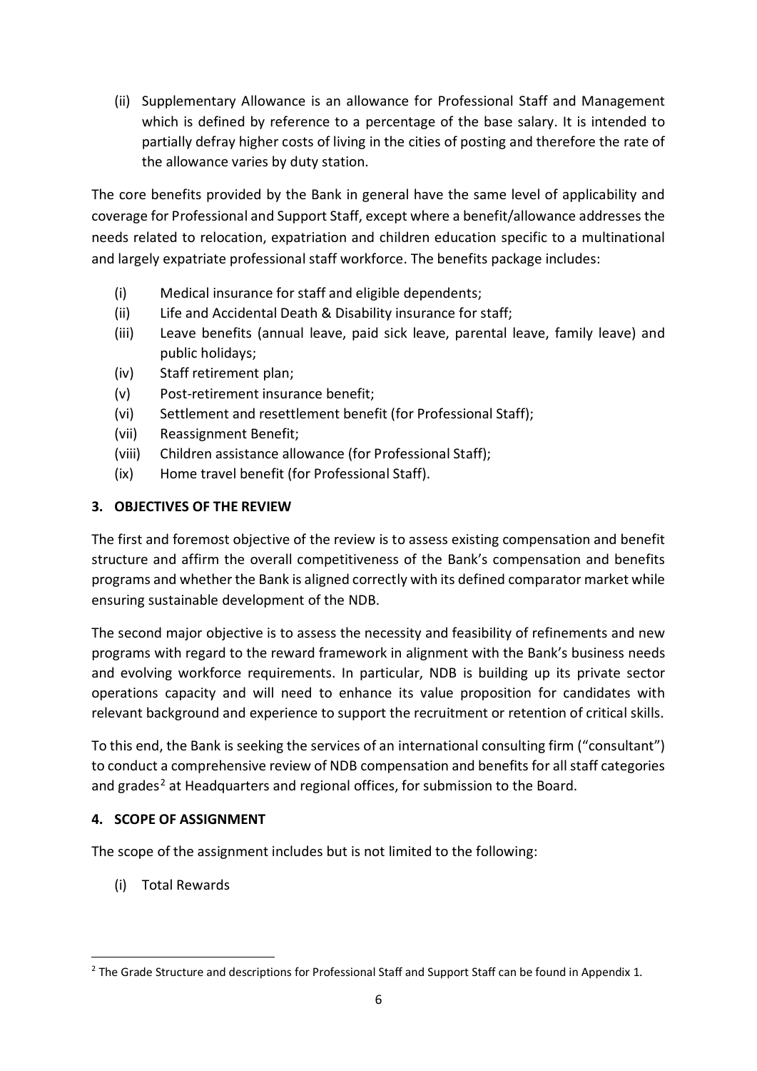(ii) Supplementary Allowance is an allowance for Professional Staff and Management which is defined by reference to a percentage of the base salary. It is intended to partially defray higher costs of living in the cities of posting and therefore the rate of the allowance varies by duty station.

The core benefits provided by the Bank in general have the same level of applicability and coverage for Professional and Support Staff, except where a benefit/allowance addresses the needs related to relocation, expatriation and children education specific to a multinational and largely expatriate professional staff workforce. The benefits package includes:

(i) Medical insurance for staff and eligible dependents;
(ii) Life and Accidental Death & Disability insurance for staff;
(iii) Leave benefits (annual leave, paid sick leave, parental leave, family leave) and public holidays;
(iv) Staff retirement plan;
(v) Post-retirement insurance benefit;
(vi) Settlement and resettlement benefit (for Professional Staff);
(vii) Reassignment Benefit;
(viii) Children assistance allowance (for Professional Staff);
(ix) Home travel benefit (for Professional Staff).

## 3. OBJECTIVES OF THE REVIEW

The first and foremost objective of the review is to assess existing compensation and benefit structure and affirm the overall competitiveness of the Bank's compensation and benefits programs and whether the Bank is aligned correctly with its defined comparator market while ensuring sustainable development of the NDB.

The second major objective is to assess the necessity and feasibility of refinements and new programs with regard to the reward framework in alignment with the Bank's business needs and evolving workforce requirements. In particular, NDB is building up its private sector operations capacity and will need to enhance its value proposition for candidates with relevant background and experience to support the recruitment or retention of critical skills.

To this end, the Bank is seeking the services of an international consulting firm ("consultant") to conduct a comprehensive review of NDB compensation and benefits for all staff categories and grades[2] at Headquarters and regional offices, for submission to the Board.

## 4. SCOPE OF ASSIGNMENT

The scope of the assignment includes but is not limited to the following:

(i) Total Rewards

[2] The Grade Structure and descriptions for Professional Staff and Support Staff can be found in Appendix 1.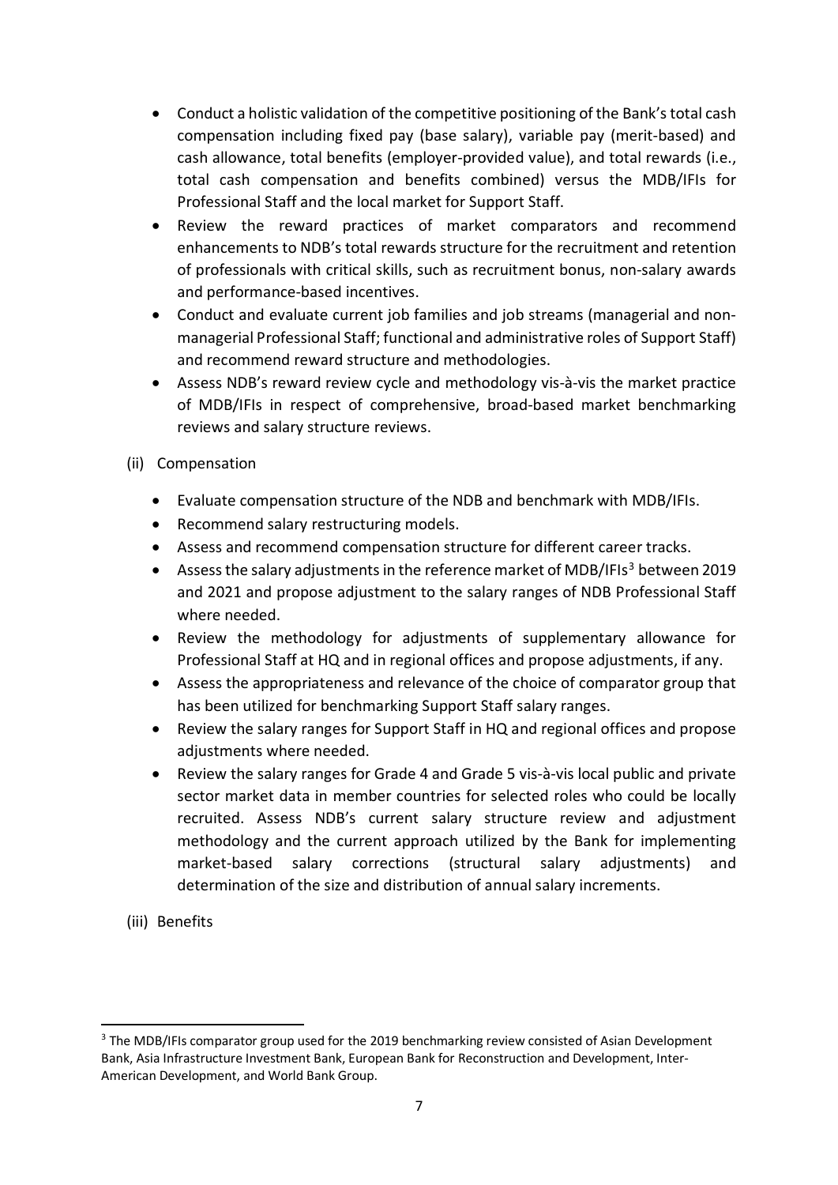- Conduct a holistic validation of the competitive positioning of the Bank's total cash compensation including fixed pay (base salary), variable pay (merit-based) and cash allowance, total benefits (employer-provided value), and total rewards (i.e., total cash compensation and benefits combined) versus the MDB/IFIs for Professional Staff and the local market for Support Staff.
- Review the reward practices of market comparators and recommend enhancements to NDB's total rewards structure for the recruitment and retention of professionals with critical skills, such as recruitment bonus, non-salary awards and performance-based incentives.
- Conduct and evaluate current job families and job streams (managerial and non-managerial Professional Staff; functional and administrative roles of Support Staff) and recommend reward structure and methodologies.
- Assess NDB's reward review cycle and methodology vis-à-vis the market practice of MDB/IFIs in respect of comprehensive, broad-based market benchmarking reviews and salary structure reviews.

(ii) Compensation

- Evaluate compensation structure of the NDB and benchmark with MDB/IFIs.
- Recommend salary restructuring models.
- Assess and recommend compensation structure for different career tracks.
- Assess the salary adjustments in the reference market of MDB/IFIs[3] between 2019 and 2021 and propose adjustment to the salary ranges of NDB Professional Staff where needed.
- Review the methodology for adjustments of supplementary allowance for Professional Staff at HQ and in regional offices and propose adjustments, if any.
- Assess the appropriateness and relevance of the choice of comparator group that has been utilized for benchmarking Support Staff salary ranges.
- Review the salary ranges for Support Staff in HQ and regional offices and propose adjustments where needed.
- Review the salary ranges for Grade 4 and Grade 5 vis-à-vis local public and private sector market data in member countries for selected roles who could be locally recruited. Assess NDB's current salary structure review and adjustment methodology and the current approach utilized by the Bank for implementing market-based salary corrections (structural salary adjustments) and determination of the size and distribution of annual salary increments.

(iii) Benefits

[3] The MDB/IFIs comparator group used for the 2019 benchmarking review consisted of Asian Development Bank, Asia Infrastructure Investment Bank, European Bank for Reconstruction and Development, Inter-American Development, and World Bank Group.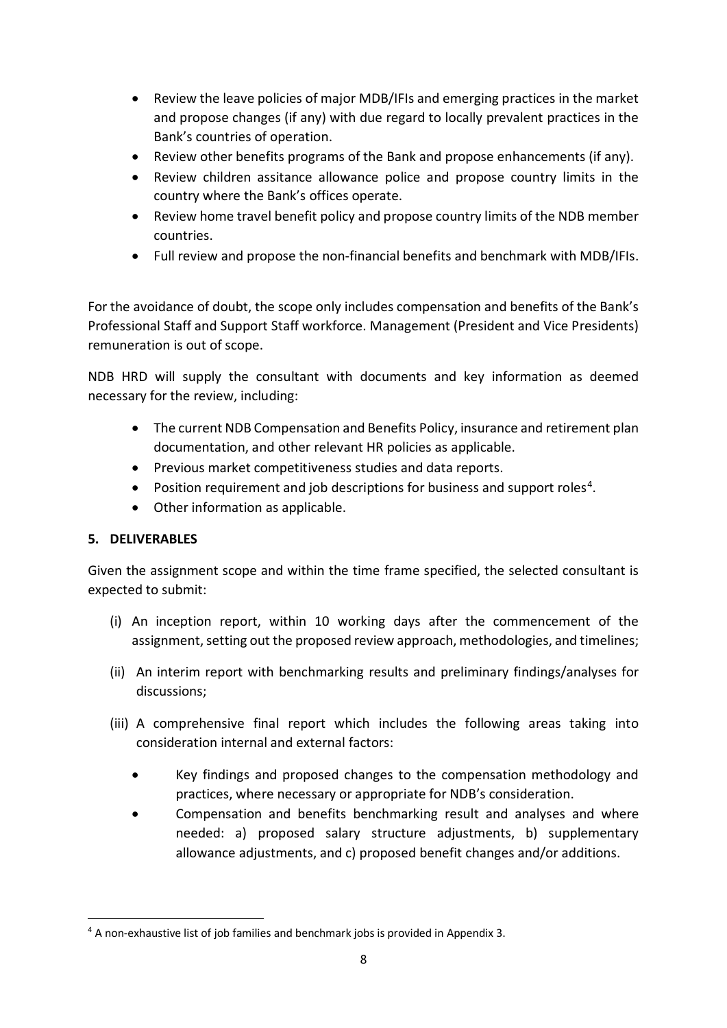- Review the leave policies of major MDB/IFIs and emerging practices in the market and propose changes (if any) with due regard to locally prevalent practices in the Bank's countries of operation.
- Review other benefits programs of the Bank and propose enhancements (if any).
- Review children assitance allowance police and propose country limits in the country where the Bank's offices operate.
- Review home travel benefit policy and propose country limits of the NDB member countries.
- Full review and propose the non-financial benefits and benchmark with MDB/IFIs.

For the avoidance of doubt, the scope only includes compensation and benefits of the Bank's Professional Staff and Support Staff workforce. Management (President and Vice Presidents) remuneration is out of scope.

NDB HRD will supply the consultant with documents and key information as deemed necessary for the review, including:

- The current NDB Compensation and Benefits Policy, insurance and retirement plan documentation, and other relevant HR policies as applicable.
- Previous market competitiveness studies and data reports.
- Position requirement and job descriptions for business and support roles[4].
- Other information as applicable.

## 5. DELIVERABLES

Given the assignment scope and within the time frame specified, the selected consultant is expected to submit:

(i) An inception report, within 10 working days after the commencement of the assignment, setting out the proposed review approach, methodologies, and timelines;

(ii) An interim report with benchmarking results and preliminary findings/analyses for discussions;

(iii) A comprehensive final report which includes the following areas taking into consideration internal and external factors:

- Key findings and proposed changes to the compensation methodology and practices, where necessary or appropriate for NDB's consideration.
- Compensation and benefits benchmarking result and analyses and where needed: a) proposed salary structure adjustments, b) supplementary allowance adjustments, and c) proposed benefit changes and/or additions.

[4] A non-exhaustive list of job families and benchmark jobs is provided in Appendix 3.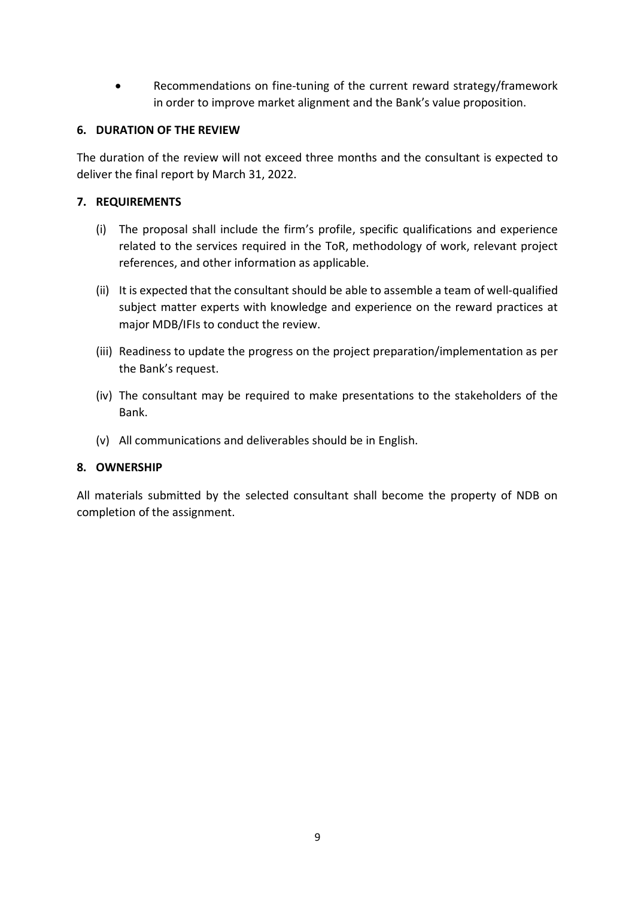- Recommendations on fine-tuning of the current reward strategy/framework in order to improve market alignment and the Bank's value proposition.

**6. DURATION OF THE REVIEW**

The duration of the review will not exceed three months and the consultant is expected to deliver the final report by March 31, 2022.

**7. REQUIREMENTS**

(i) The proposal shall include the firm's profile, specific qualifications and experience related to the services required in the ToR, methodology of work, relevant project references, and other information as applicable.

(ii) It is expected that the consultant should be able to assemble a team of well-qualified subject matter experts with knowledge and experience on the reward practices at major MDB/IFIs to conduct the review.

(iii) Readiness to update the progress on the project preparation/implementation as per the Bank's request.

(iv) The consultant may be required to make presentations to the stakeholders of the Bank.

(v) All communications and deliverables should be in English.

**8. OWNERSHIP**

All materials submitted by the selected consultant shall become the property of NDB on completion of the assignment.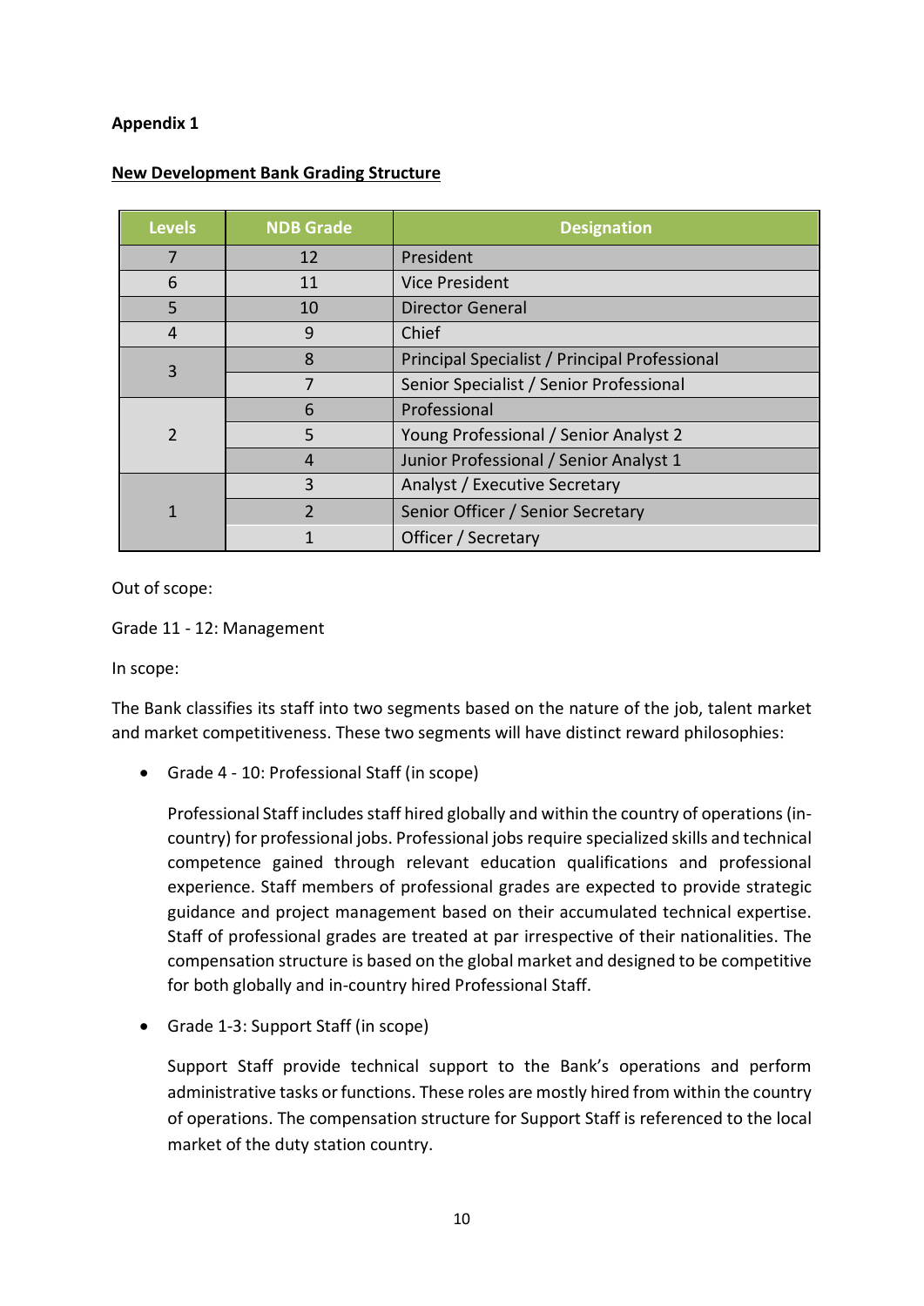**Appendix 1**

**New Development Bank Grading Structure**

| Levels | NDB Grade | Designation |
|---|---|---|
| 7 | 12 | President |
| 6 | 11 | Vice President |
| 5 | 10 | Director General |
| 4 | 9 | Chief |
| 3 | 8 | Principal Specialist / Principal Professional |
| | 7 | Senior Specialist / Senior Professional |
| 2 | 6 | Professional |
| | 5 | Young Professional / Senior Analyst 2 |
| | 4 | Junior Professional / Senior Analyst 1 |
| 1 | 3 | Analyst / Executive Secretary |
| | 2 | Senior Officer / Senior Secretary |
| | 1 | Officer / Secretary |

Out of scope:

Grade 11 - 12: Management

In scope:

The Bank classifies its staff into two segments based on the nature of the job, talent market and market competitiveness. These two segments will have distinct reward philosophies:

- Grade 4 - 10: Professional Staff (in scope)

  Professional Staff includes staff hired globally and within the country of operations (in-country) for professional jobs. Professional jobs require specialized skills and technical competence gained through relevant education qualifications and professional experience. Staff members of professional grades are expected to provide strategic guidance and project management based on their accumulated technical expertise. Staff of professional grades are treated at par irrespective of their nationalities. The compensation structure is based on the global market and designed to be competitive for both globally and in-country hired Professional Staff.

- Grade 1-3: Support Staff (in scope)

  Support Staff provide technical support to the Bank's operations and perform administrative tasks or functions. These roles are mostly hired from within the country of operations. The compensation structure for Support Staff is referenced to the local market of the duty station country.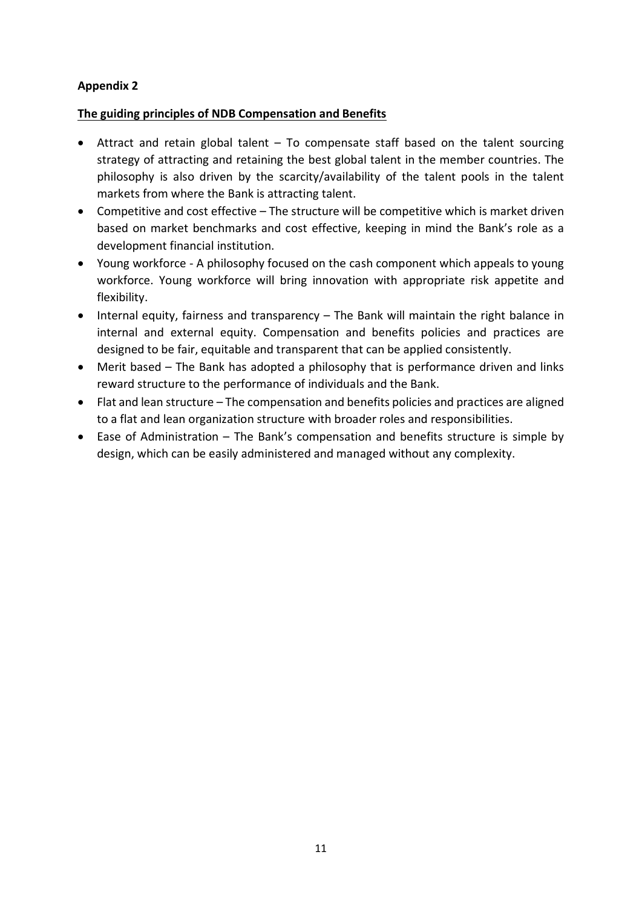**Appendix 2**

**The guiding principles of NDB Compensation and Benefits**

- Attract and retain global talent – To compensate staff based on the talent sourcing strategy of attracting and retaining the best global talent in the member countries. The philosophy is also driven by the scarcity/availability of the talent pools in the talent markets from where the Bank is attracting talent.
- Competitive and cost effective – The structure will be competitive which is market driven based on market benchmarks and cost effective, keeping in mind the Bank's role as a development financial institution.
- Young workforce - A philosophy focused on the cash component which appeals to young workforce. Young workforce will bring innovation with appropriate risk appetite and flexibility.
- Internal equity, fairness and transparency – The Bank will maintain the right balance in internal and external equity. Compensation and benefits policies and practices are designed to be fair, equitable and transparent that can be applied consistently.
- Merit based – The Bank has adopted a philosophy that is performance driven and links reward structure to the performance of individuals and the Bank.
- Flat and lean structure – The compensation and benefits policies and practices are aligned to a flat and lean organization structure with broader roles and responsibilities.
- Ease of Administration – The Bank's compensation and benefits structure is simple by design, which can be easily administered and managed without any complexity.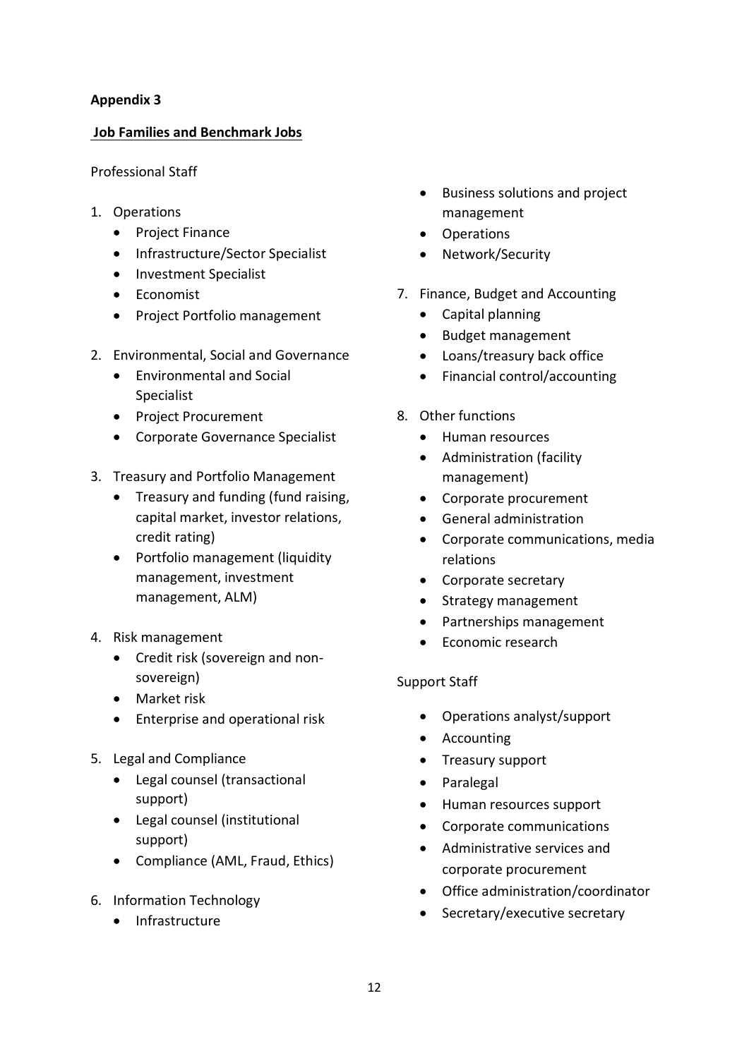**Appendix 3**

**Job Families and Benchmark Jobs**

Professional Staff

1. Operations
   - Project Finance
   - Infrastructure/Sector Specialist
   - Investment Specialist
   - Economist
   - Project Portfolio management

2. Environmental, Social and Governance
   - Environmental and Social Specialist
   - Project Procurement
   - Corporate Governance Specialist

3. Treasury and Portfolio Management
   - Treasury and funding (fund raising, capital market, investor relations, credit rating)
   - Portfolio management (liquidity management, investment management, ALM)

4. Risk management
   - Credit risk (sovereign and non-sovereign)
   - Market risk
   - Enterprise and operational risk

5. Legal and Compliance
   - Legal counsel (transactional support)
   - Legal counsel (institutional support)
   - Compliance (AML, Fraud, Ethics)

6. Information Technology
   - Infrastructure
   - Business solutions and project management
   - Operations
   - Network/Security

7. Finance, Budget and Accounting
   - Capital planning
   - Budget management
   - Loans/treasury back office
   - Financial control/accounting

8. Other functions
   - Human resources
   - Administration (facility management)
   - Corporate procurement
   - General administration
   - Corporate communications, media relations
   - Corporate secretary
   - Strategy management
   - Partnerships management
   - Economic research

Support Staff

- Operations analyst/support
- Accounting
- Treasury support
- Paralegal
- Human resources support
- Corporate communications
- Administrative services and corporate procurement
- Office administration/coordinator
- Secretary/executive secretary